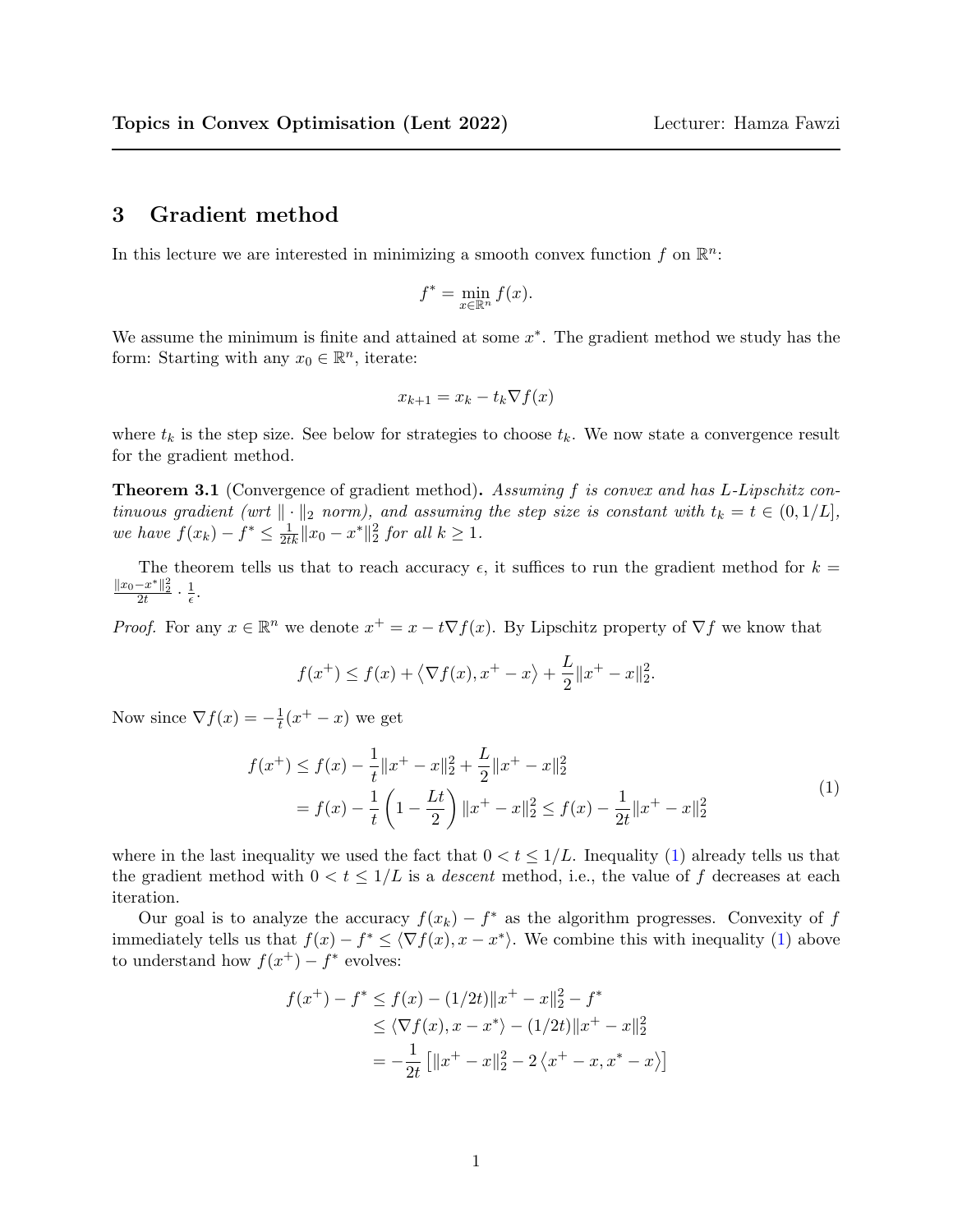## 3 Gradient method

In this lecture we are interested in minimizing a smooth convex function $f$ on $\mathbb{R}^n$:

$$f^* = \min_{x \in \mathbb{R}^n} f(x).$$

We assume the minimum is finite and attained at some $x^*$. The gradient method we study has the form: Starting with any $x_0 \in \mathbb{R}^n$, iterate:

$$x_{k+1} = x_k - t_k \nabla f(x)$$

where $t_k$ is the step size. See below for strategies to choose $t_k$. We now state a convergence result for the gradient method.

**Theorem 3.1** (Convergence of gradient method)**.** *Assuming $f$ is convex and has $L$-Lipschitz continuous gradient (wrt $\|\cdot\|_2$ norm), and assuming the step size is constant with $t_k = t \in (0, 1/L]$, we have $f(x_k) - f^* \leq \frac{1}{2tk}\|x_0 - x^*\|_2^2$ for all $k \geq 1$.*

The theorem tells us that to reach accuracy $\epsilon$, it suffices to run the gradient method for $k = \frac{\|x_0 - x^*\|_2^2}{2t} \cdot \frac{1}{\epsilon}$.

*Proof.* For any $x \in \mathbb{R}^n$ we denote $x^+ = x - t\nabla f(x)$. By Lipschitz property of $\nabla f$ we know that

$$f(x^+) \leq f(x) + \langle \nabla f(x), x^+ - x \rangle + \frac{L}{2}\|x^+ - x\|_2^2.$$

Now since $\nabla f(x) = -\frac{1}{t}(x^+ - x)$ we get

$$\begin{aligned}
f(x^+) &\leq f(x) - \frac{1}{t}\|x^+ - x\|_2^2 + \frac{L}{2}\|x^+ - x\|_2^2 \\
&= f(x) - \frac{1}{t}\left(1 - \frac{Lt}{2}\right)\|x^+ - x\|_2^2 \leq f(x) - \frac{1}{2t}\|x^+ - x\|_2^2
\end{aligned} \tag{1}$$

where in the last inequality we used the fact that $0 < t \leq 1/L$. Inequality (1) already tells us that the gradient method with $0 < t \leq 1/L$ is a *descent* method, i.e., the value of $f$ decreases at each iteration.

Our goal is to analyze the accuracy $f(x_k) - f^*$ as the algorithm progresses. Convexity of $f$ immediately tells us that $f(x) - f^* \leq \langle \nabla f(x), x - x^* \rangle$. We combine this with inequality (1) above to understand how $f(x^+) - f^*$ evolves:

$$\begin{aligned}
f(x^+) - f^* &\leq f(x) - (1/2t)\|x^+ - x\|_2^2 - f^* \\
&\leq \langle \nabla f(x), x - x^* \rangle - (1/2t)\|x^+ - x\|_2^2 \\
&= -\frac{1}{2t}\left[\|x^+ - x\|_2^2 - 2\langle x^+ - x, x^* - x \rangle\right]
\end{aligned}$$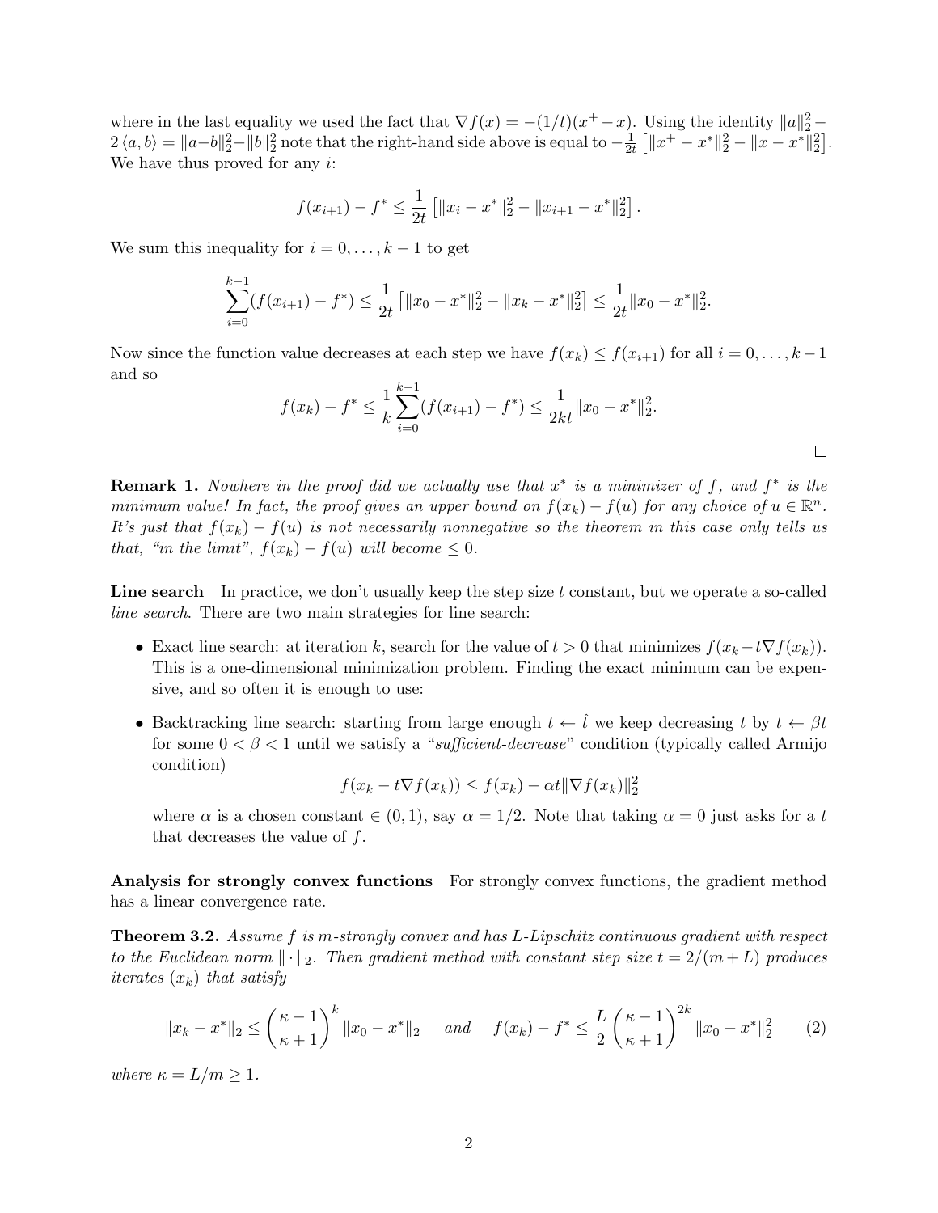where in the last equality we used the fact that $\nabla f(x) = -(1/t)(x^+ - x)$. Using the identity $\|a\|_2^2 - 2\langle a, b\rangle = \|a-b\|_2^2 - \|b\|_2^2$ note that the right-hand side above is equal to $-\frac{1}{2t}\left[\|x^+ - x^*\|_2^2 - \|x - x^*\|_2^2\right]$. We have thus proved for any $i$:

$$f(x_{i+1}) - f^* \le \frac{1}{2t}\left[\|x_i - x^*\|_2^2 - \|x_{i+1} - x^*\|_2^2\right].$$

We sum this inequality for $i = 0, \ldots, k-1$ to get

$$\sum_{i=0}^{k-1}(f(x_{i+1}) - f^*) \le \frac{1}{2t}\left[\|x_0 - x^*\|_2^2 - \|x_k - x^*\|_2^2\right] \le \frac{1}{2t}\|x_0 - x^*\|_2^2.$$

Now since the function value decreases at each step we have $f(x_k) \le f(x_{i+1})$ for all $i = 0, \ldots, k-1$ and so

$$f(x_k) - f^* \le \frac{1}{k}\sum_{i=0}^{k-1}(f(x_{i+1}) - f^*) \le \frac{1}{2kt}\|x_0 - x^*\|_2^2.$$

□

**Remark 1.** *Nowhere in the proof did we actually use that $x^*$ is a minimizer of $f$, and $f^*$ is the minimum value! In fact, the proof gives an upper bound on $f(x_k) - f(u)$ for any choice of $u \in \mathbb{R}^n$. It's just that $f(x_k) - f(u)$ is not necessarily nonnegative so the theorem in this case only tells us that, "in the limit", $f(x_k) - f(u)$ will become $\le 0$.*

**Line search** In practice, we don't usually keep the step size $t$ constant, but we operate a so-called *line search*. There are two main strategies for line search:

- Exact line search: at iteration $k$, search for the value of $t > 0$ that minimizes $f(x_k - t\nabla f(x_k))$. This is a one-dimensional minimization problem. Finding the exact minimum can be expensive, and so often it is enough to use:
- Backtracking line search: starting from large enough $t \leftarrow \hat{t}$ we keep decreasing $t$ by $t \leftarrow \beta t$ for some $0 < \beta < 1$ until we satisfy a "*sufficient-decrease*" condition (typically called Armijo condition)

  $$f(x_k - t\nabla f(x_k)) \le f(x_k) - \alpha t\|\nabla f(x_k)\|_2^2$$

  where $\alpha$ is a chosen constant $\in (0, 1)$, say $\alpha = 1/2$. Note that taking $\alpha = 0$ just asks for a $t$ that decreases the value of $f$.

**Analysis for strongly convex functions** For strongly convex functions, the gradient method has a linear convergence rate.

**Theorem 3.2.** *Assume $f$ is $m$-strongly convex and has $L$-Lipschitz continuous gradient with respect to the Euclidean norm $\|\cdot\|_2$. Then gradient method with constant step size $t = 2/(m + L)$ produces iterates $(x_k)$ that satisfy*

$$\|x_k - x^*\|_2 \le \left(\frac{\kappa - 1}{\kappa + 1}\right)^k \|x_0 - x^*\|_2 \quad \text{and} \quad f(x_k) - f^* \le \frac{L}{2}\left(\frac{\kappa - 1}{\kappa + 1}\right)^{2k}\|x_0 - x^*\|_2^2 \tag{2}$$

*where $\kappa = L/m \ge 1$.*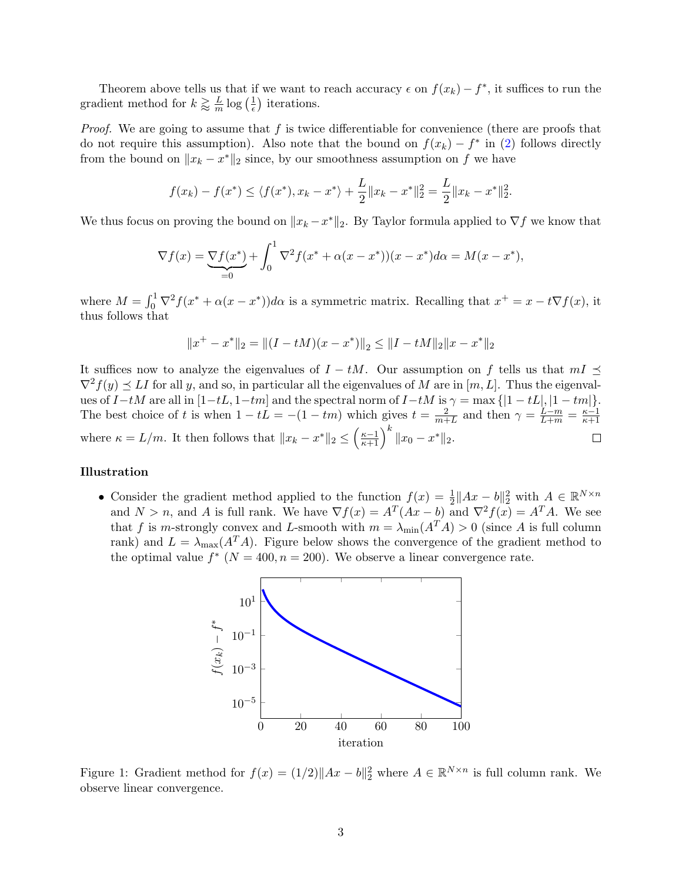Theorem above tells us that if we want to reach accuracy $\epsilon$ on $f(x_k) - f^*$, it suffices to run the gradient method for $k \gtrapprox \frac{L}{m}\log\left(\frac{1}{\epsilon}\right)$ iterations.

*Proof.* We are going to assume that $f$ is twice differentiable for convenience (there are proofs that do not require this assumption). Also note that the bound on $f(x_k) - f^*$ in (2) follows directly from the bound on $\|x_k - x^*\|_2$ since, by our smoothness assumption on $f$ we have

$$f(x_k) - f(x^*) \leq \langle f(x^*), x_k - x^* \rangle + \frac{L}{2}\|x_k - x^*\|_2^2 = \frac{L}{2}\|x_k - x^*\|_2^2.$$

We thus focus on proving the bound on $\|x_k - x^*\|_2$. By Taylor formula applied to $\nabla f$ we know that

$$\nabla f(x) = \underbrace{\nabla f(x^*)}_{=0} + \int_0^1 \nabla^2 f(x^* + \alpha(x - x^*))(x - x^*) d\alpha = M(x - x^*),$$

where $M = \int_0^1 \nabla^2 f(x^* + \alpha(x - x^*)) d\alpha$ is a symmetric matrix. Recalling that $x^+ = x - t\nabla f(x)$, it thus follows that

$$\|x^+ - x^*\|_2 = \|(I - tM)(x - x^*)\|_2 \leq \|I - tM\|_2 \|x - x^*\|_2$$

It suffices now to analyze the eigenvalues of $I - tM$. Our assumption on $f$ tells us that $mI \preceq \nabla^2 f(y) \preceq LI$ for all $y$, and so, in particular all the eigenvalues of $M$ are in $[m, L]$. Thus the eigenvalues of $I - tM$ are all in $[1 - tL, 1 - tm]$ and the spectral norm of $I - tM$ is $\gamma = \max\{|1 - tL|, |1 - tm|\}$. The best choice of $t$ is when $1 - tL = -(1 - tm)$ which gives $t = \frac{2}{m+L}$ and then $\gamma = \frac{L-m}{L+m} = \frac{\kappa - 1}{\kappa + 1}$ where $\kappa = L/m$. It then follows that $\|x_k - x^*\|_2 \leq \left(\frac{\kappa-1}{\kappa+1}\right)^k \|x_0 - x^*\|_2$. $\square$

### Illustration

- Consider the gradient method applied to the function $f(x) = \frac{1}{2}\|Ax - b\|_2^2$ with $A \in \mathbb{R}^{N \times n}$ and $N > n$, and $A$ is full rank. We have $\nabla f(x) = A^T(Ax - b)$ and $\nabla^2 f(x) = A^T A$. We see that $f$ is $m$-strongly convex and $L$-smooth with $m = \lambda_{\min}(A^T A) > 0$ (since $A$ is full column rank) and $L = \lambda_{\max}(A^T A)$. Figure below shows the convergence of the gradient method to the optimal value $f^*$ ($N = 400, n = 200$). We observe a linear convergence rate.

Figure 1: Gradient method for $f(x) = (1/2)\|Ax - b\|_2^2$ where $A \in \mathbb{R}^{N \times n}$ is full column rank. We observe linear convergence.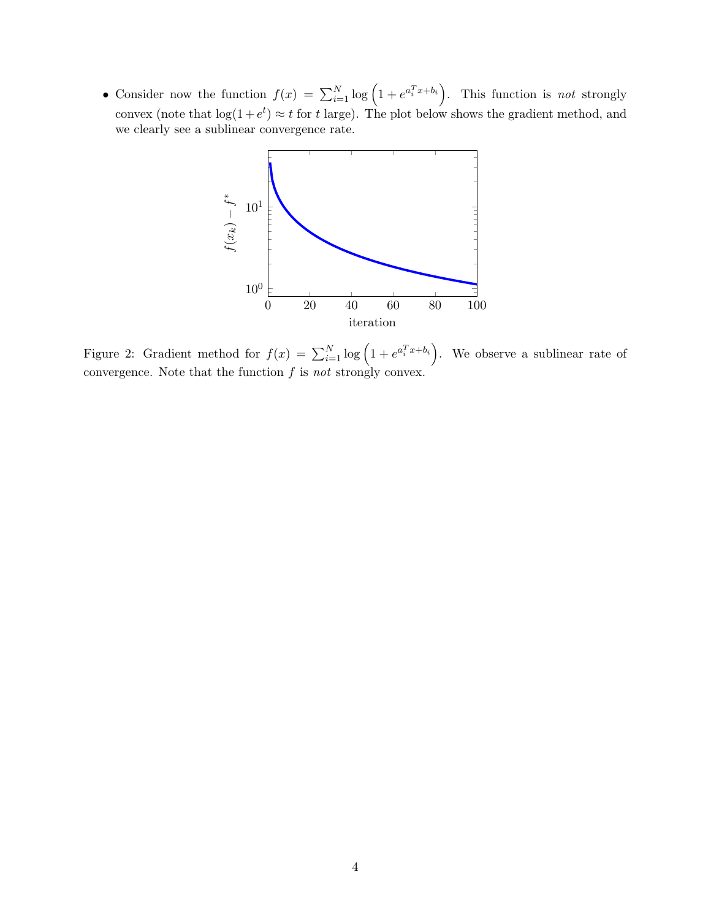- Consider now the function $f(x) = \sum_{i=1}^{N} \log\left(1 + e^{a_i^T x + b_i}\right)$. This function is *not* strongly convex (note that $\log(1+e^t) \approx t$ for $t$ large). The plot below shows the gradient method, and we clearly see a sublinear convergence rate.

$f(x_k) - f^*$

$10^1$

$10^0$

0 20 40 60 80 100

iteration

Figure 2: Gradient method for $f(x) = \sum_{i=1}^{N} \log\left(1 + e^{a_i^T x + b_i}\right)$. We observe a sublinear rate of convergence. Note that the function $f$ is *not* strongly convex.